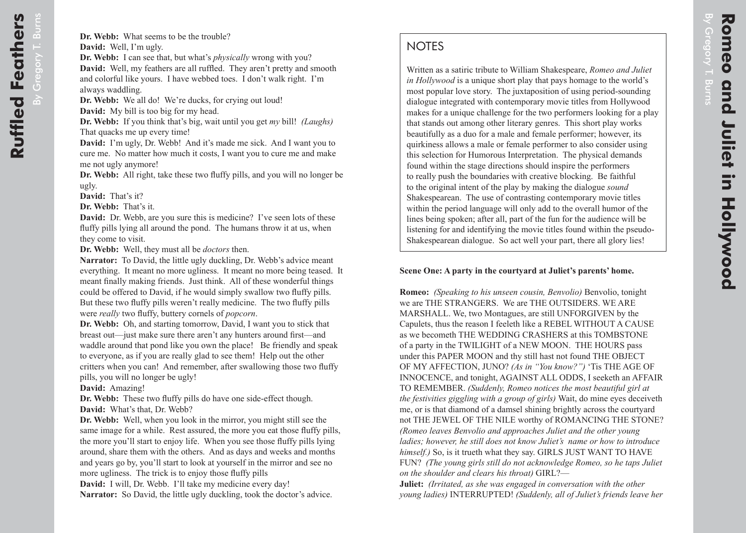**Dr. Webb:** What seems to be the trouble?
**David:** Well, I'm ugly.
**Dr. Webb:** I can see that, but what's *physically* wrong with you?
**David:** Well, my feathers are all ruffled. They aren't pretty and smooth and colorful like yours. I have webbed toes. I don't walk right. I'm always waddling.
**Dr. Webb:** We all do! We're ducks, for crying out loud!
**David:** My bill is too big for my head.
**Dr. Webb:** If you think that's big, wait until you get *my* bill! *(Laughs)* That quacks me up every time!
**David:** I'm ugly, Dr. Webb! And it's made me sick. And I want you to cure me. No matter how much it costs, I want you to cure me and make me not ugly anymore!
**Dr. Webb:** All right, take these two fluffy pills, and you will no longer be ugly.
**David:** That's it?
**Dr. Webb:** That's it.
**David:** Dr. Webb, are you sure this is medicine? I've seen lots of these fluffy pills lying all around the pond. The humans throw it at us, when they come to visit.
**Dr. Webb:** Well, they must all be *doctors* then.
**Narrator:** To David, the little ugly duckling, Dr. Webb's advice meant everything. It meant no more ugliness. It meant no more being teased. It meant finally making friends. Just think. All of these wonderful things could be offered to David, if he would simply swallow two fluffy pills. But these two fluffy pills weren't really medicine. The two fluffy pills were *really* two fluffy, buttery cornels of *popcorn*.
**Dr. Webb:** Oh, and starting tomorrow, David, I want you to stick that breast out—just make sure there aren't any hunters around first—and waddle around that pond like you own the place! Be friendly and speak to everyone, as if you are really glad to see them! Help out the other critters when you can! And remember, after swallowing those two fluffy pills, you will no longer be ugly!
**David:** Amazing!
**Dr. Webb:** These two fluffy pills do have one side-effect though.
**David:** What's that, Dr. Webb?
**Dr. Webb:** Well, when you look in the mirror, you might still see the same image for a while. Rest assured, the more you eat those fluffy pills, the more you'll start to enjoy life. When you see those fluffy pills lying around, share them with the others. And as days and weeks and months and years go by, you'll start to look at yourself in the mirror and see no more ugliness. The trick is to enjoy those fluffy pills
**David:** I will, Dr. Webb. I'll take my medicine every day!
**Narrator:** So David, the little ugly duckling, took the doctor's advice.

# Romeo and Juliet in Hollywood

By Gregory T. Burns

## NOTES

Written as a satiric tribute to William Shakespeare, *Romeo and Juliet in Hollywood* is a unique short play that pays homage to the world's most popular love story. The juxtaposition of using period-sounding dialogue integrated with contemporary movie titles from Hollywood makes for a unique challenge for the two performers looking for a play that stands out among other literary genres. This short play works beautifully as a duo for a male and female performer; however, its quirkiness allows a male or female performer to also consider using this selection for Humorous Interpretation. The physical demands found within the stage directions should inspire the performers to really push the boundaries with creative blocking. Be faithful to the original intent of the play by making the dialogue *sound* Shakespearean. The use of contrasting contemporary movie titles within the period language will only add to the overall humor of the lines being spoken; after all, part of the fun for the audience will be listening for and identifying the movie titles found within the pseudo-Shakespearean dialogue. So act well your part, there all glory lies!

**Scene One: A party in the courtyard at Juliet's parents' home.**

**Romeo:** *(Speaking to his unseen cousin, Benvolio)* Benvolio, tonight we are THE STRANGERS. We are THE OUTSIDERS. WE ARE MARSHALL. We, two Montagues, are still UNFORGIVEN by the Capulets, thus the reason I feeleth like a REBEL WITHOUT A CAUSE as we becometh THE WEDDING CRASHERS at this TOMBSTONE of a party in the TWILIGHT of a NEW MOON. THE HOURS pass under this PAPER MOON and thy still hast not found THE OBJECT OF MY AFFECTION, JUNO? *(As in "You know?")* 'Tis THE AGE OF INNOCENCE, and tonight, AGAINST ALL ODDS, I seeketh an AFFAIR TO REMEMBER. *(Suddenly, Romeo notices the most beautiful girl at the festivities giggling with a group of girls)* Wait, do mine eyes deceiveth me, or is that diamond of a damsel shining brightly across the courtyard not THE JEWEL OF THE NILE worthy of ROMANCING THE STONE? *(Romeo leaves Benvolio and approaches Juliet and the other young ladies; however, he still does not know Juliet's name or how to introduce himself.)* So, is it trueth what they say. GIRLS JUST WANT TO HAVE FUN? *(The young girls still do not acknowledge Romeo, so he taps Juliet on the shoulder and clears his throat)* GIRL?—
**Juliet:** *(Irritated, as she was engaged in conversation with the other young ladies)* INTERRUPTED! *(Suddenly, all of Juliet's friends leave her*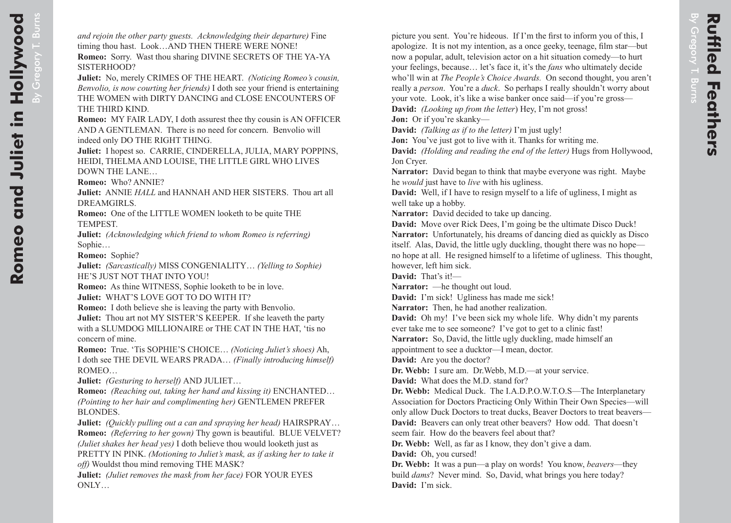*and rejoin the other party guests. Acknowledging their departure)* Fine timing thou hast. Look…AND THEN THERE WERE NONE!

**Romeo:** Sorry. Wast thou sharing DIVINE SECRETS OF THE YA-YA SISTERHOOD?

**Juliet:** No, merely CRIMES OF THE HEART. *(Noticing Romeo's cousin, Benvolio, is now courting her friends)* I doth see your friend is entertaining THE WOMEN with DIRTY DANCING and CLOSE ENCOUNTERS OF THE THIRD KIND.

**Romeo:** MY FAIR LADY, I doth assurest thee thy cousin is AN OFFICER AND A GENTLEMAN. There is no need for concern. Benvolio will indeed only DO THE RIGHT THING.

**Juliet:** I hopest so. CARRIE, CINDERELLA, JULIA, MARY POPPINS, HEIDI, THELMA AND LOUISE, THE LITTLE GIRL WHO LIVES DOWN THE LANE…

**Romeo:** Who? ANNIE?

**Juliet:** ANNIE *HALL* and HANNAH AND HER SISTERS. Thou art all DREAMGIRLS.

**Romeo:** One of the LITTLE WOMEN looketh to be quite THE TEMPEST.

**Juliet:** *(Acknowledging which friend to whom Romeo is referring)* Sophie…

**Romeo:** Sophie?

**Juliet:** *(Sarcastically)* MISS CONGENIALITY… *(Yelling to Sophie)* HE'S JUST NOT THAT INTO YOU!

**Romeo:** As thine WITNESS, Sophie looketh to be in love.

**Juliet:** WHAT'S LOVE GOT TO DO WITH IT?

**Romeo:** I doth believe she is leaving the party with Benvolio.

**Juliet:** Thou art not MY SISTER'S KEEPER. If she leaveth the party with a SLUMDOG MILLIONAIRE or THE CAT IN THE HAT, 'tis no concern of mine.

**Romeo:** True. 'Tis SOPHIE'S CHOICE… *(Noticing Juliet's shoes)* Ah, I doth see THE DEVIL WEARS PRADA… *(Finally introducing himself)* ROMEO…

**Juliet:** *(Gesturing to herself)* AND JULIET…

**Romeo:** *(Reaching out, taking her hand and kissing it)* ENCHANTED… *(Pointing to her hair and complimenting her)* GENTLEMEN PREFER BLONDES.

**Juliet:** *(Quickly pulling out a can and spraying her head)* HAIRSPRAY…

**Romeo:** *(Referring to her gown)* Thy gown is beautiful. BLUE VELVET? *(Juliet shakes her head yes)* I doth believe thou would looketh just as PRETTY IN PINK. *(Motioning to Juliet's mask, as if asking her to take it off)* Wouldst thou mind removing THE MASK?

**Juliet:** *(Juliet removes the mask from her face)* FOR YOUR EYES ONLY…

picture you sent. You're hideous. If I'm the first to inform you of this, I apologize. It is not my intention, as a once geeky, teenage, film star—but now a popular, adult, television actor on a hit situation comedy—to hurt your feelings, because… let's face it, it's the *fans* who ultimately decide who'll win at *The People's Choice Awards.* On second thought, you aren't really a *person*. You're a *duck*. So perhaps I really shouldn't worry about your vote. Look, it's like a wise banker once said—if you're gross—

**David:** *(Looking up from the letter)* Hey, I'm not gross!

**Jon:** Or if you're skanky—

**David:** *(Talking as if to the letter)* I'm just ugly!

**Jon:** You've just got to live with it. Thanks for writing me.

**David:** *(Holding and reading the end of the letter)* Hugs from Hollywood, Jon Cryer.

**Narrator:** David began to think that maybe everyone was right. Maybe he *would* just have to *live* with his ugliness.

**David:** Well, if I have to resign myself to a life of ugliness, I might as well take up a hobby.

**Narrator:** David decided to take up dancing.

**David:** Move over Rick Dees, I'm going be the ultimate Disco Duck!

**Narrator:** Unfortunately, his dreams of dancing died as quickly as Disco itself. Alas, David, the little ugly duckling, thought there was no hope—no hope at all. He resigned himself to a lifetime of ugliness. This thought, however, left him sick.

**David:** That's it!—

**Narrator:** —he thought out loud.

**David:** I'm sick! Ugliness has made me sick!

**Narrator:** Then, he had another realization.

**David:** Oh my! I've been sick my whole life. Why didn't my parents ever take me to see someone? I've got to get to a clinic fast!

**Narrator:** So, David, the little ugly duckling, made himself an appointment to see a ducktor—I mean, doctor.

**David:** Are you the doctor?

**Dr. Webb:** I sure am. Dr.Webb, M.D.—at your service.

**David:** What does the M.D. stand for?

**Dr. Webb:** Medical Duck. The I.A.D.P.O.W.T.O.S—The Interplanetary Association for Doctors Practicing Only Within Their Own Species—will only allow Duck Doctors to treat ducks, Beaver Doctors to treat beavers—

**David:** Beavers can only treat other beavers? How odd. That doesn't seem fair. How do the beavers feel about that?

**Dr. Webb:** Well, as far as I know, they don't give a dam.

**David:** Oh, you cursed!

**Dr. Webb:** It was a pun—a play on words! You know, *beavers*—they build *dams*? Never mind. So, David, what brings you here today?

**David:** I'm sick.